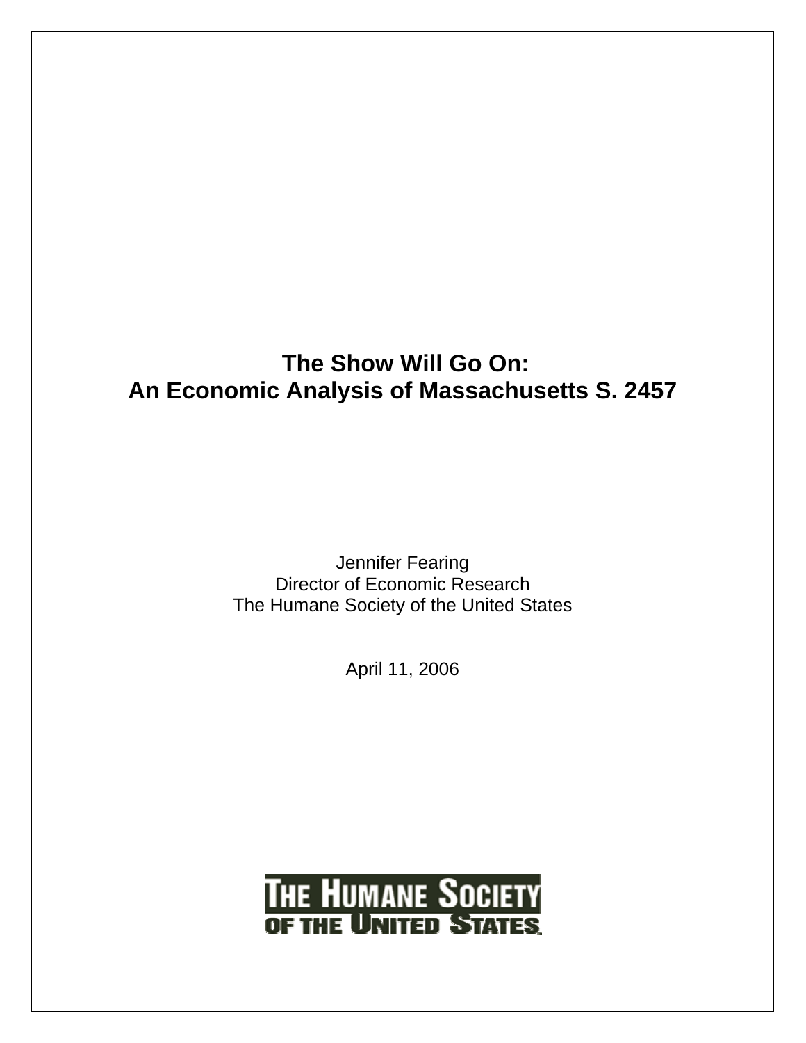# The Show Will Go On:
# An Economic Analysis of Massachusetts S. 2457

Jennifer Fearing
Director of Economic Research
The Humane Society of the United States

April 11, 2006

THE HUMANE SOCIETY OF THE UNITED STATES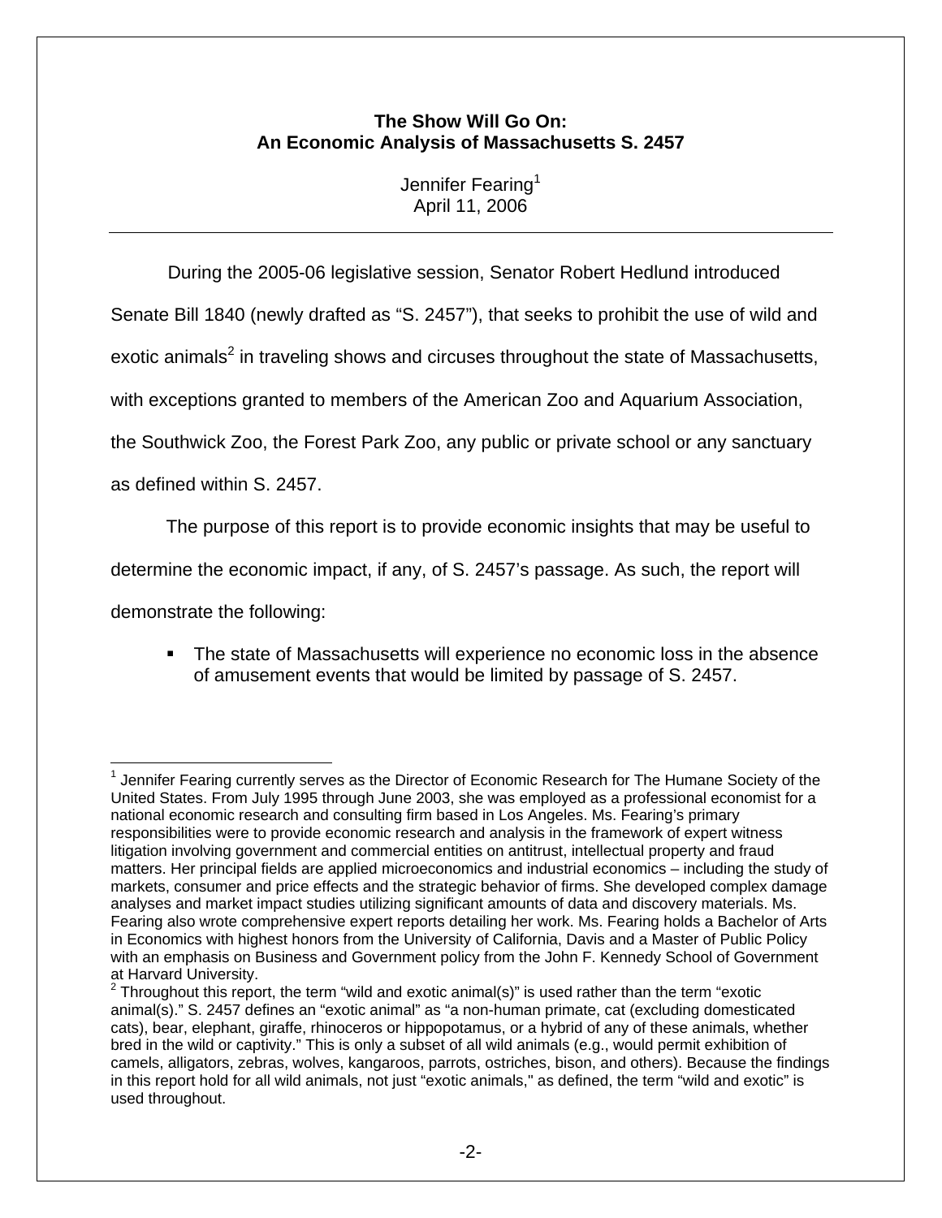**The Show Will Go On: An Economic Analysis of Massachusetts S. 2457**

Jennifer Fearing[1]
April 11, 2006

---

During the 2005-06 legislative session, Senator Robert Hedlund introduced Senate Bill 1840 (newly drafted as "S. 2457"), that seeks to prohibit the use of wild and exotic animals[2] in traveling shows and circuses throughout the state of Massachusetts, with exceptions granted to members of the American Zoo and Aquarium Association, the Southwick Zoo, the Forest Park Zoo, any public or private school or any sanctuary as defined within S. 2457.

The purpose of this report is to provide economic insights that may be useful to determine the economic impact, if any, of S. 2457's passage. As such, the report will demonstrate the following:

- The state of Massachusetts will experience no economic loss in the absence of amusement events that would be limited by passage of S. 2457.

---

[1] Jennifer Fearing currently serves as the Director of Economic Research for The Humane Society of the United States. From July 1995 through June 2003, she was employed as a professional economist for a national economic research and consulting firm based in Los Angeles. Ms. Fearing's primary responsibilities were to provide economic research and analysis in the framework of expert witness litigation involving government and commercial entities on antitrust, intellectual property and fraud matters. Her principal fields are applied microeconomics and industrial economics – including the study of markets, consumer and price effects and the strategic behavior of firms. She developed complex damage analyses and market impact studies utilizing significant amounts of data and discovery materials. Ms. Fearing also wrote comprehensive expert reports detailing her work. Ms. Fearing holds a Bachelor of Arts in Economics with highest honors from the University of California, Davis and a Master of Public Policy with an emphasis on Business and Government policy from the John F. Kennedy School of Government at Harvard University.

[2] Throughout this report, the term "wild and exotic animal(s)" is used rather than the term "exotic animal(s)." S. 2457 defines an "exotic animal" as "a non-human primate, cat (excluding domesticated cats), bear, elephant, giraffe, rhinoceros or hippopotamus, or a hybrid of any of these animals, whether bred in the wild or captivity." This is only a subset of all wild animals (e.g., would permit exhibition of camels, alligators, zebras, wolves, kangaroos, parrots, ostriches, bison, and others). Because the findings in this report hold for all wild animals, not just "exotic animals," as defined, the term "wild and exotic" is used throughout.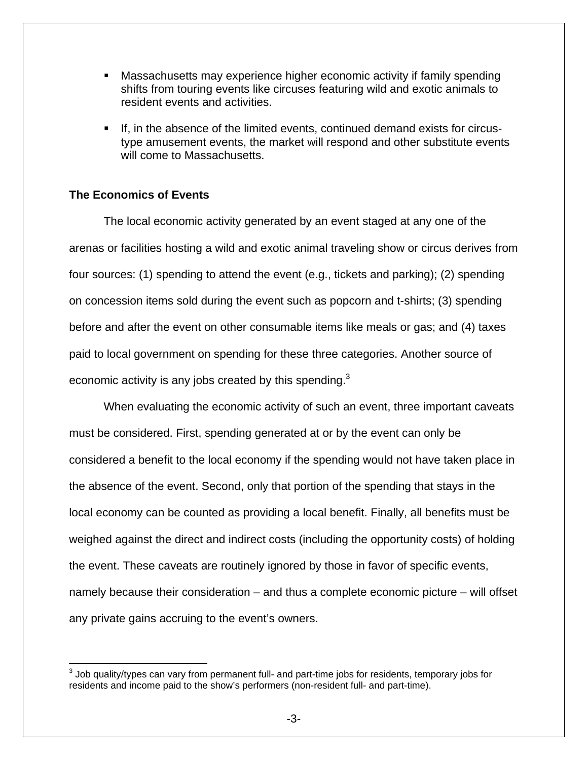- Massachusetts may experience higher economic activity if family spending shifts from touring events like circuses featuring wild and exotic animals to resident events and activities.
- If, in the absence of the limited events, continued demand exists for circus-type amusement events, the market will respond and other substitute events will come to Massachusetts.

**The Economics of Events**

The local economic activity generated by an event staged at any one of the arenas or facilities hosting a wild and exotic animal traveling show or circus derives from four sources: (1) spending to attend the event (e.g., tickets and parking); (2) spending on concession items sold during the event such as popcorn and t-shirts; (3) spending before and after the event on other consumable items like meals or gas; and (4) taxes paid to local government on spending for these three categories. Another source of economic activity is any jobs created by this spending.[3]

When evaluating the economic activity of such an event, three important caveats must be considered. First, spending generated at or by the event can only be considered a benefit to the local economy if the spending would not have taken place in the absence of the event. Second, only that portion of the spending that stays in the local economy can be counted as providing a local benefit. Finally, all benefits must be weighed against the direct and indirect costs (including the opportunity costs) of holding the event. These caveats are routinely ignored by those in favor of specific events, namely because their consideration – and thus a complete economic picture – will offset any private gains accruing to the event's owners.

---

[3] Job quality/types can vary from permanent full- and part-time jobs for residents, temporary jobs for residents and income paid to the show's performers (non-resident full- and part-time).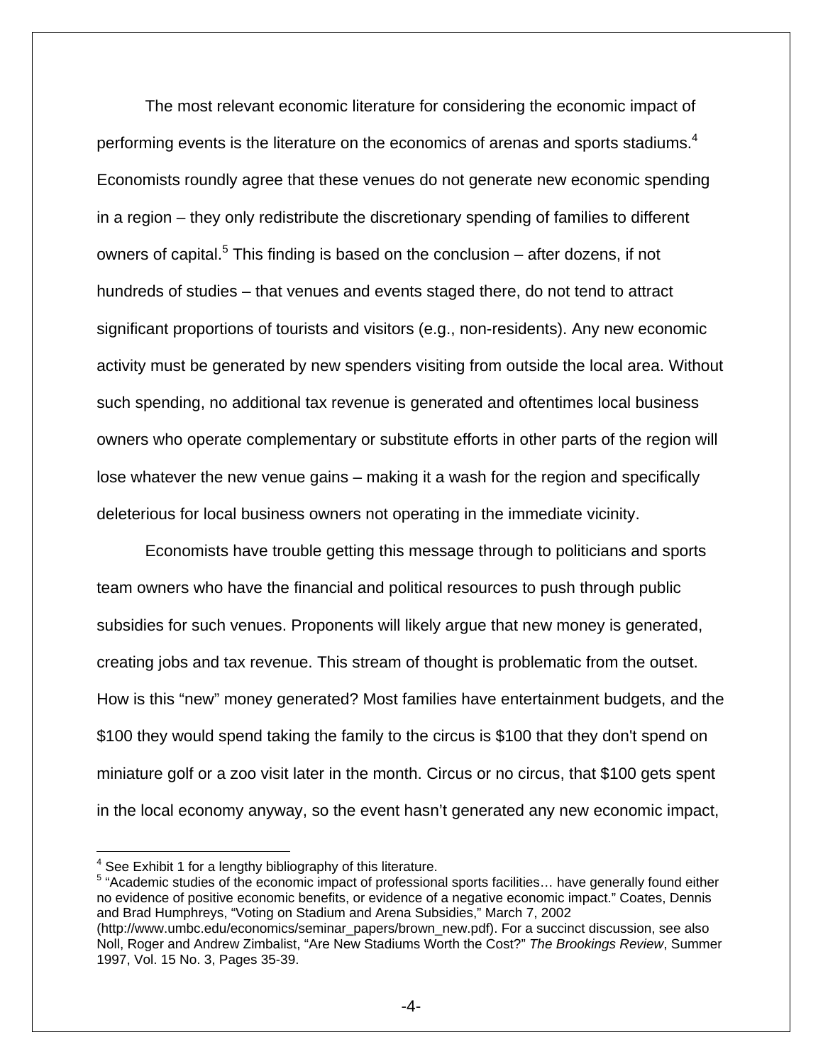The most relevant economic literature for considering the economic impact of performing events is the literature on the economics of arenas and sports stadiums.[4] Economists roundly agree that these venues do not generate new economic spending in a region – they only redistribute the discretionary spending of families to different owners of capital.[5] This finding is based on the conclusion – after dozens, if not hundreds of studies – that venues and events staged there, do not tend to attract significant proportions of tourists and visitors (e.g., non-residents). Any new economic activity must be generated by new spenders visiting from outside the local area. Without such spending, no additional tax revenue is generated and oftentimes local business owners who operate complementary or substitute efforts in other parts of the region will lose whatever the new venue gains – making it a wash for the region and specifically deleterious for local business owners not operating in the immediate vicinity.

Economists have trouble getting this message through to politicians and sports team owners who have the financial and political resources to push through public subsidies for such venues. Proponents will likely argue that new money is generated, creating jobs and tax revenue. This stream of thought is problematic from the outset. How is this "new" money generated? Most families have entertainment budgets, and the $100 they would spend taking the family to the circus is $100 that they don't spend on miniature golf or a zoo visit later in the month. Circus or no circus, that $100 gets spent in the local economy anyway, so the event hasn't generated any new economic impact,

---

[4] See Exhibit 1 for a lengthy bibliography of this literature.

[5] "Academic studies of the economic impact of professional sports facilities… have generally found either no evidence of positive economic benefits, or evidence of a negative economic impact." Coates, Dennis and Brad Humphreys, "Voting on Stadium and Arena Subsidies," March 7, 2002 (http://www.umbc.edu/economics/seminar_papers/brown_new.pdf). For a succinct discussion, see also Noll, Roger and Andrew Zimbalist, "Are New Stadiums Worth the Cost?" *The Brookings Review*, Summer 1997, Vol. 15 No. 3, Pages 35-39.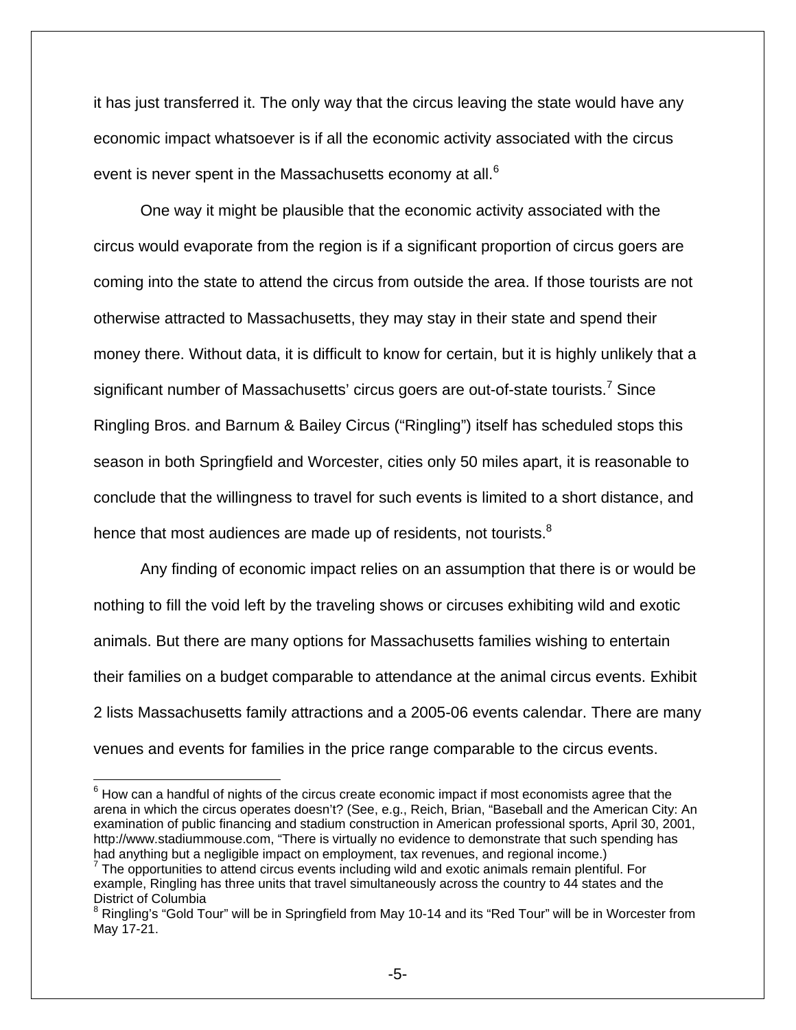it has just transferred it. The only way that the circus leaving the state would have any economic impact whatsoever is if all the economic activity associated with the circus event is never spent in the Massachusetts economy at all.[6]

One way it might be plausible that the economic activity associated with the circus would evaporate from the region is if a significant proportion of circus goers are coming into the state to attend the circus from outside the area. If those tourists are not otherwise attracted to Massachusetts, they may stay in their state and spend their money there. Without data, it is difficult to know for certain, but it is highly unlikely that a significant number of Massachusetts' circus goers are out-of-state tourists.[7] Since Ringling Bros. and Barnum & Bailey Circus ("Ringling") itself has scheduled stops this season in both Springfield and Worcester, cities only 50 miles apart, it is reasonable to conclude that the willingness to travel for such events is limited to a short distance, and hence that most audiences are made up of residents, not tourists.[8]

Any finding of economic impact relies on an assumption that there is or would be nothing to fill the void left by the traveling shows or circuses exhibiting wild and exotic animals. But there are many options for Massachusetts families wishing to entertain their families on a budget comparable to attendance at the animal circus events. Exhibit 2 lists Massachusetts family attractions and a 2005-06 events calendar. There are many venues and events for families in the price range comparable to the circus events.

---

[6] How can a handful of nights of the circus create economic impact if most economists agree that the arena in which the circus operates doesn't? (See, e.g., Reich, Brian, "Baseball and the American City: An examination of public financing and stadium construction in American professional sports, April 30, 2001, http://www.stadiummouse.com, "There is virtually no evidence to demonstrate that such spending has had anything but a negligible impact on employment, tax revenues, and regional income.)

[7] The opportunities to attend circus events including wild and exotic animals remain plentiful. For example, Ringling has three units that travel simultaneously across the country to 44 states and the District of Columbia

[8] Ringling's "Gold Tour" will be in Springfield from May 10-14 and its "Red Tour" will be in Worcester from May 17-21.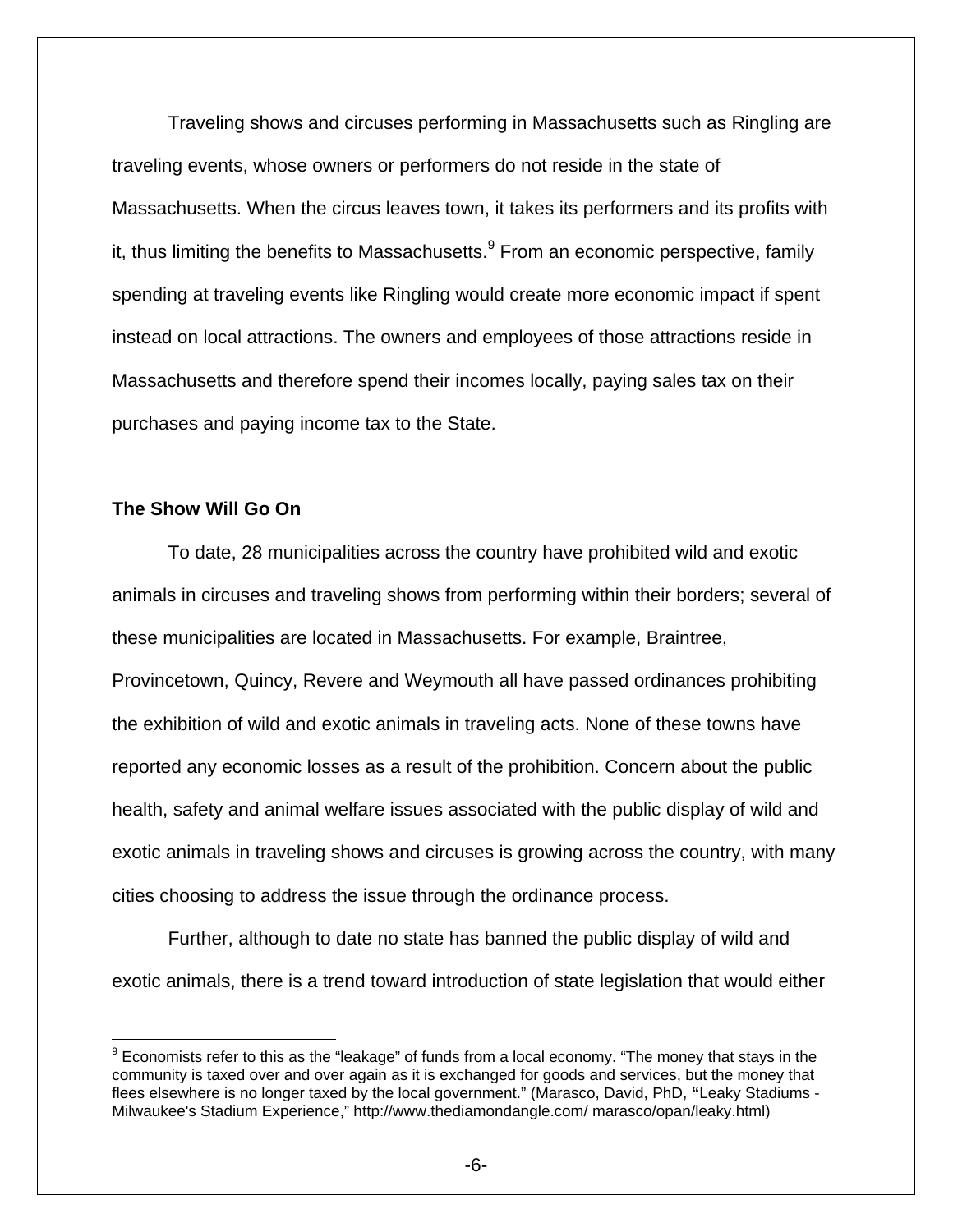Traveling shows and circuses performing in Massachusetts such as Ringling are traveling events, whose owners or performers do not reside in the state of Massachusetts. When the circus leaves town, it takes its performers and its profits with it, thus limiting the benefits to Massachusetts.[9] From an economic perspective, family spending at traveling events like Ringling would create more economic impact if spent instead on local attractions. The owners and employees of those attractions reside in Massachusetts and therefore spend their incomes locally, paying sales tax on their purchases and paying income tax to the State.

**The Show Will Go On**

To date, 28 municipalities across the country have prohibited wild and exotic animals in circuses and traveling shows from performing within their borders; several of these municipalities are located in Massachusetts. For example, Braintree, Provincetown, Quincy, Revere and Weymouth all have passed ordinances prohibiting the exhibition of wild and exotic animals in traveling acts. None of these towns have reported any economic losses as a result of the prohibition. Concern about the public health, safety and animal welfare issues associated with the public display of wild and exotic animals in traveling shows and circuses is growing across the country, with many cities choosing to address the issue through the ordinance process.

Further, although to date no state has banned the public display of wild and exotic animals, there is a trend toward introduction of state legislation that would either

---

[9] Economists refer to this as the "leakage" of funds from a local economy. "The money that stays in the community is taxed over and over again as it is exchanged for goods and services, but the money that flees elsewhere is no longer taxed by the local government." (Marasco, David, PhD, **"**Leaky Stadiums - Milwaukee's Stadium Experience," http://www.thediamondangle.com/ marasco/opan/leaky.html)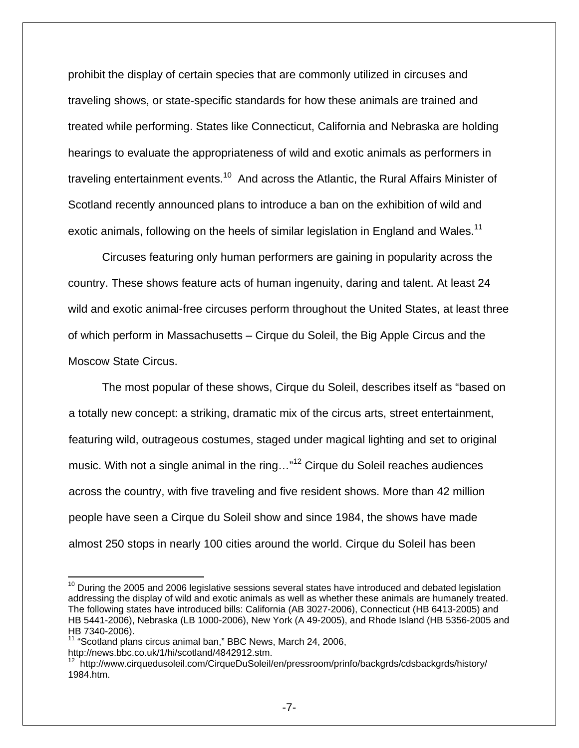prohibit the display of certain species that are commonly utilized in circuses and traveling shows, or state-specific standards for how these animals are trained and treated while performing. States like Connecticut, California and Nebraska are holding hearings to evaluate the appropriateness of wild and exotic animals as performers in traveling entertainment events.[10] And across the Atlantic, the Rural Affairs Minister of Scotland recently announced plans to introduce a ban on the exhibition of wild and exotic animals, following on the heels of similar legislation in England and Wales.[11]

Circuses featuring only human performers are gaining in popularity across the country. These shows feature acts of human ingenuity, daring and talent. At least 24 wild and exotic animal-free circuses perform throughout the United States, at least three of which perform in Massachusetts – Cirque du Soleil, the Big Apple Circus and the Moscow State Circus.

The most popular of these shows, Cirque du Soleil, describes itself as "based on a totally new concept: a striking, dramatic mix of the circus arts, street entertainment, featuring wild, outrageous costumes, staged under magical lighting and set to original music. With not a single animal in the ring…"[12] Cirque du Soleil reaches audiences across the country, with five traveling and five resident shows. More than 42 million people have seen a Cirque du Soleil show and since 1984, the shows have made almost 250 stops in nearly 100 cities around the world. Cirque du Soleil has been

---

[10] During the 2005 and 2006 legislative sessions several states have introduced and debated legislation addressing the display of wild and exotic animals as well as whether these animals are humanely treated. The following states have introduced bills: California (AB 3027-2006), Connecticut (HB 6413-2005) and HB 5441-2006), Nebraska (LB 1000-2006), New York (A 49-2005), and Rhode Island (HB 5356-2005 and HB 7340-2006).

[11] "Scotland plans circus animal ban," BBC News, March 24, 2006, http://news.bbc.co.uk/1/hi/scotland/4842912.stm.

[12] http://www.cirquedusoleil.com/CirqueDuSoleil/en/pressroom/prinfo/backgrds/cdsbackgrds/history/1984.htm.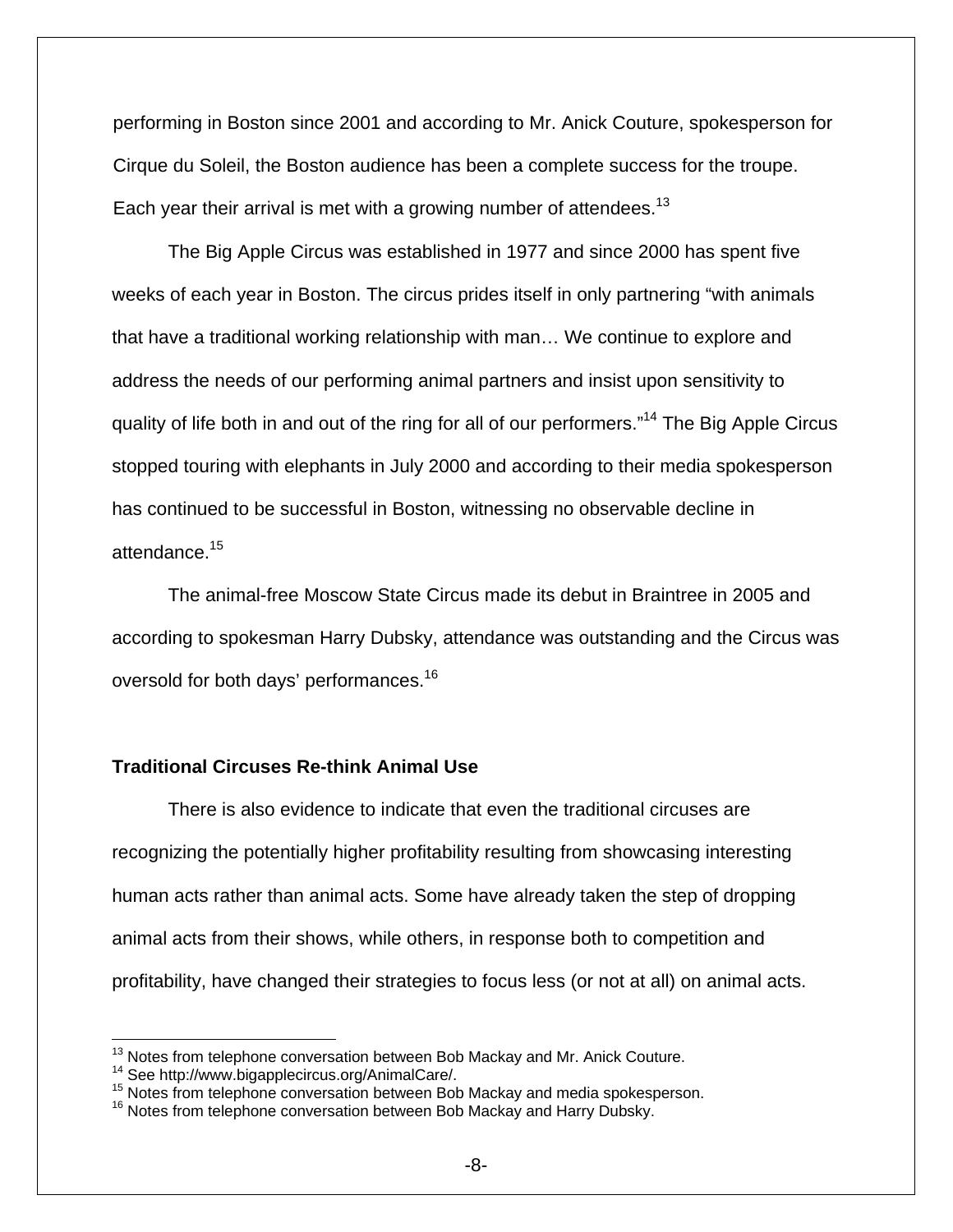performing in Boston since 2001 and according to Mr. Anick Couture, spokesperson for Cirque du Soleil, the Boston audience has been a complete success for the troupe. Each year their arrival is met with a growing number of attendees.[13]

The Big Apple Circus was established in 1977 and since 2000 has spent five weeks of each year in Boston. The circus prides itself in only partnering "with animals that have a traditional working relationship with man… We continue to explore and address the needs of our performing animal partners and insist upon sensitivity to quality of life both in and out of the ring for all of our performers."[14] The Big Apple Circus stopped touring with elephants in July 2000 and according to their media spokesperson has continued to be successful in Boston, witnessing no observable decline in attendance.[15]

The animal-free Moscow State Circus made its debut in Braintree in 2005 and according to spokesman Harry Dubsky, attendance was outstanding and the Circus was oversold for both days' performances.[16]

**Traditional Circuses Re-think Animal Use**

There is also evidence to indicate that even the traditional circuses are recognizing the potentially higher profitability resulting from showcasing interesting human acts rather than animal acts. Some have already taken the step of dropping animal acts from their shows, while others, in response both to competition and profitability, have changed their strategies to focus less (or not at all) on animal acts.

---

[13] Notes from telephone conversation between Bob Mackay and Mr. Anick Couture.
[14] See http://www.bigapplecircus.org/AnimalCare/.
[15] Notes from telephone conversation between Bob Mackay and media spokesperson.
[16] Notes from telephone conversation between Bob Mackay and Harry Dubsky.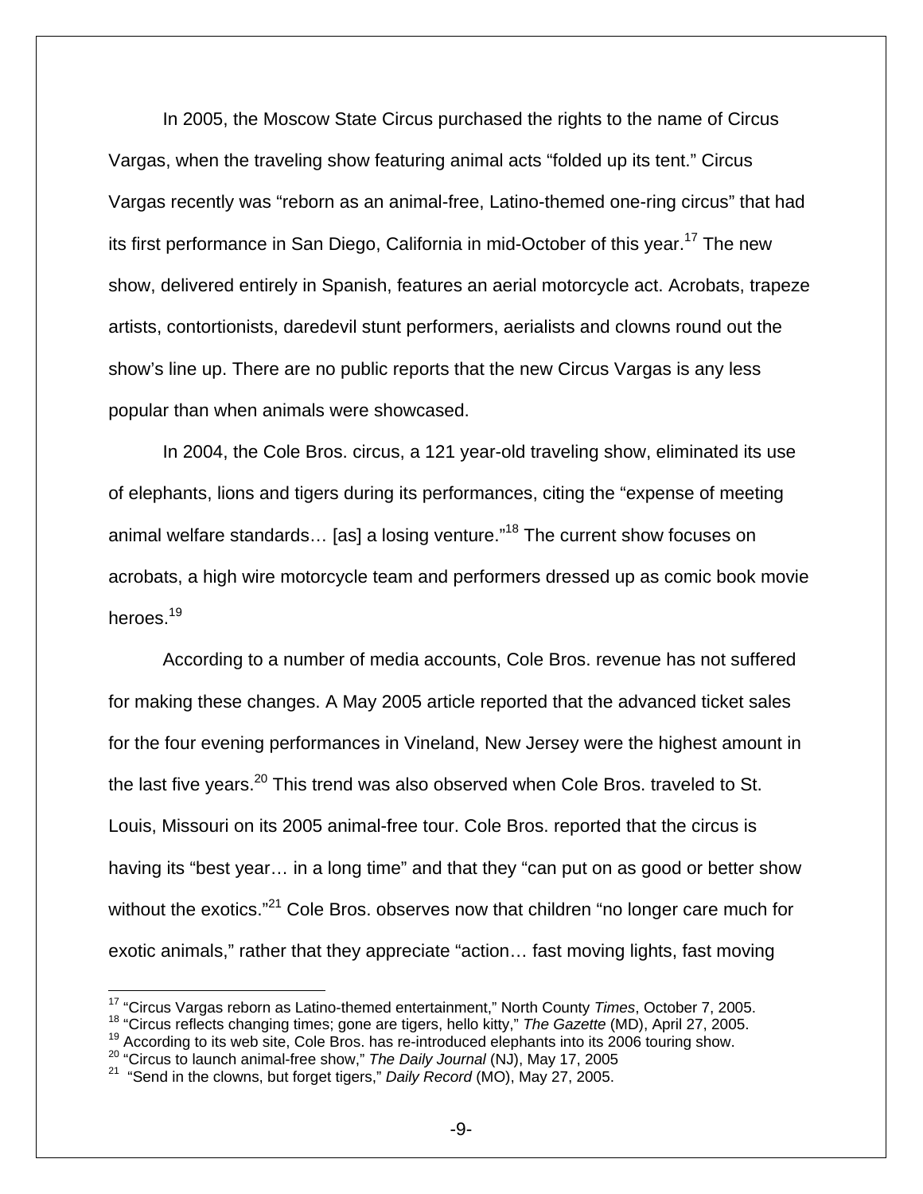In 2005, the Moscow State Circus purchased the rights to the name of Circus Vargas, when the traveling show featuring animal acts "folded up its tent." Circus Vargas recently was "reborn as an animal-free, Latino-themed one-ring circus" that had its first performance in San Diego, California in mid-October of this year.[17] The new show, delivered entirely in Spanish, features an aerial motorcycle act. Acrobats, trapeze artists, contortionists, daredevil stunt performers, aerialists and clowns round out the show's line up. There are no public reports that the new Circus Vargas is any less popular than when animals were showcased.

In 2004, the Cole Bros. circus, a 121 year-old traveling show, eliminated its use of elephants, lions and tigers during its performances, citing the "expense of meeting animal welfare standards… [as] a losing venture."[18] The current show focuses on acrobats, a high wire motorcycle team and performers dressed up as comic book movie heroes.[19]

According to a number of media accounts, Cole Bros. revenue has not suffered for making these changes. A May 2005 article reported that the advanced ticket sales for the four evening performances in Vineland, New Jersey were the highest amount in the last five years.[20] This trend was also observed when Cole Bros. traveled to St. Louis, Missouri on its 2005 animal-free tour. Cole Bros. reported that the circus is having its "best year… in a long time" and that they "can put on as good or better show without the exotics."[21] Cole Bros. observes now that children "no longer care much for exotic animals," rather that they appreciate "action… fast moving lights, fast moving

---

[17] "Circus Vargas reborn as Latino-themed entertainment," North County *Times*, October 7, 2005.

[18] "Circus reflects changing times; gone are tigers, hello kitty," *The Gazette* (MD), April 27, 2005.

[19] According to its web site, Cole Bros. has re-introduced elephants into its 2006 touring show.

[20] "Circus to launch animal-free show," *The Daily Journal* (NJ), May 17, 2005

[21] "Send in the clowns, but forget tigers," *Daily Record* (MO), May 27, 2005.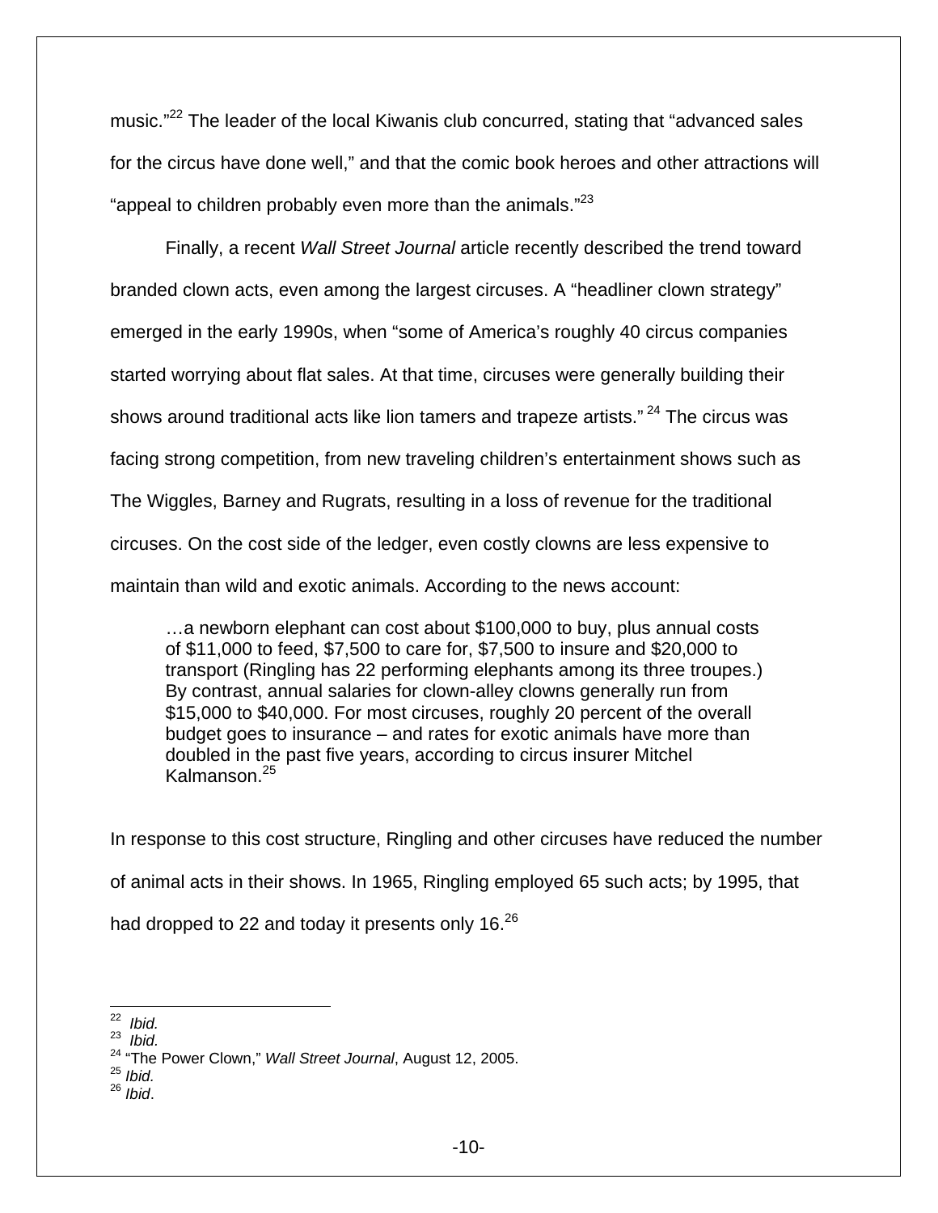music."[22] The leader of the local Kiwanis club concurred, stating that "advanced sales for the circus have done well," and that the comic book heroes and other attractions will "appeal to children probably even more than the animals."[23]

Finally, a recent *Wall Street Journal* article recently described the trend toward branded clown acts, even among the largest circuses. A "headliner clown strategy" emerged in the early 1990s, when "some of America's roughly 40 circus companies started worrying about flat sales. At that time, circuses were generally building their shows around traditional acts like lion tamers and trapeze artists." [24] The circus was facing strong competition, from new traveling children's entertainment shows such as The Wiggles, Barney and Rugrats, resulting in a loss of revenue for the traditional circuses. On the cost side of the ledger, even costly clowns are less expensive to maintain than wild and exotic animals. According to the news account:

> …a newborn elephant can cost about $100,000 to buy, plus annual costs of $11,000 to feed, $7,500 to care for, $7,500 to insure and $20,000 to transport (Ringling has 22 performing elephants among its three troupes.) By contrast, annual salaries for clown-alley clowns generally run from $15,000 to $40,000. For most circuses, roughly 20 percent of the overall budget goes to insurance – and rates for exotic animals have more than doubled in the past five years, according to circus insurer Mitchel Kalmanson.[25]

In response to this cost structure, Ringling and other circuses have reduced the number of animal acts in their shows. In 1965, Ringling employed 65 such acts; by 1995, that had dropped to 22 and today it presents only 16.[26]

---

[22] *Ibid.*
[23] *Ibid.*
[24] "The Power Clown," *Wall Street Journal*, August 12, 2005.
[25] *Ibid.*
[26] *Ibid*.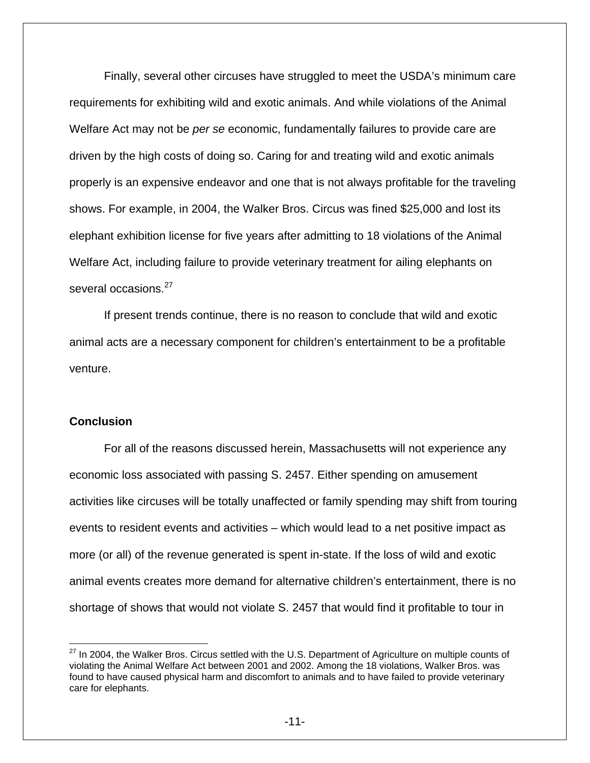Finally, several other circuses have struggled to meet the USDA's minimum care requirements for exhibiting wild and exotic animals. And while violations of the Animal Welfare Act may not be *per se* economic, fundamentally failures to provide care are driven by the high costs of doing so. Caring for and treating wild and exotic animals properly is an expensive endeavor and one that is not always profitable for the traveling shows. For example, in 2004, the Walker Bros. Circus was fined $25,000 and lost its elephant exhibition license for five years after admitting to 18 violations of the Animal Welfare Act, including failure to provide veterinary treatment for ailing elephants on several occasions.[27]

If present trends continue, there is no reason to conclude that wild and exotic animal acts are a necessary component for children's entertainment to be a profitable venture.

**Conclusion**

For all of the reasons discussed herein, Massachusetts will not experience any economic loss associated with passing S. 2457. Either spending on amusement activities like circuses will be totally unaffected or family spending may shift from touring events to resident events and activities – which would lead to a net positive impact as more (or all) of the revenue generated is spent in-state. If the loss of wild and exotic animal events creates more demand for alternative children's entertainment, there is no shortage of shows that would not violate S. 2457 that would find it profitable to tour in

---

[27] In 2004, the Walker Bros. Circus settled with the U.S. Department of Agriculture on multiple counts of violating the Animal Welfare Act between 2001 and 2002. Among the 18 violations, Walker Bros. was found to have caused physical harm and discomfort to animals and to have failed to provide veterinary care for elephants.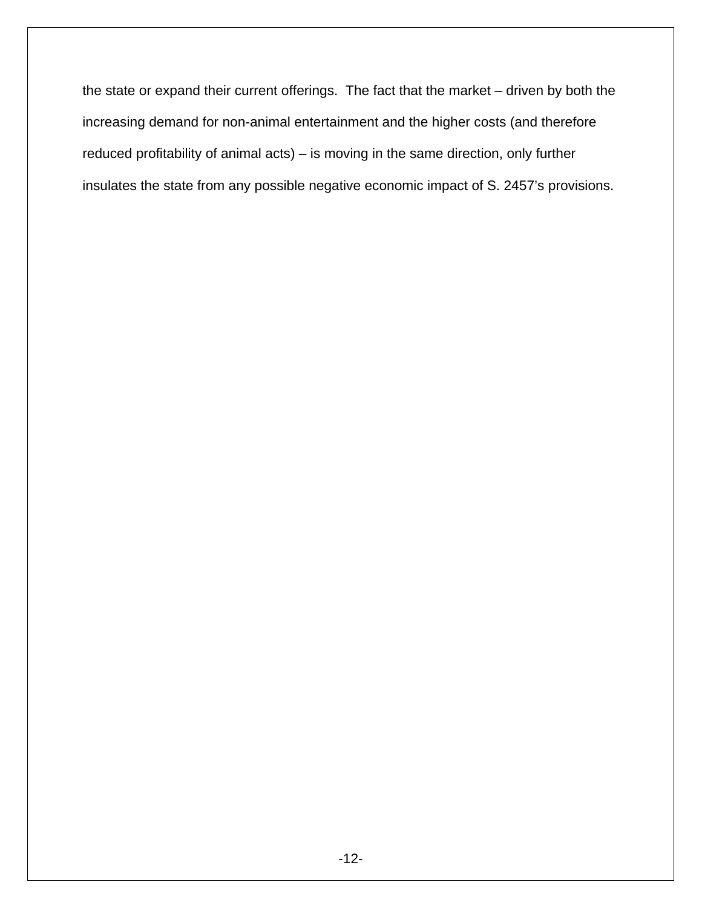the state or expand their current offerings. The fact that the market – driven by both the increasing demand for non-animal entertainment and the higher costs (and therefore reduced profitability of animal acts) – is moving in the same direction, only further insulates the state from any possible negative economic impact of S. 2457's provisions.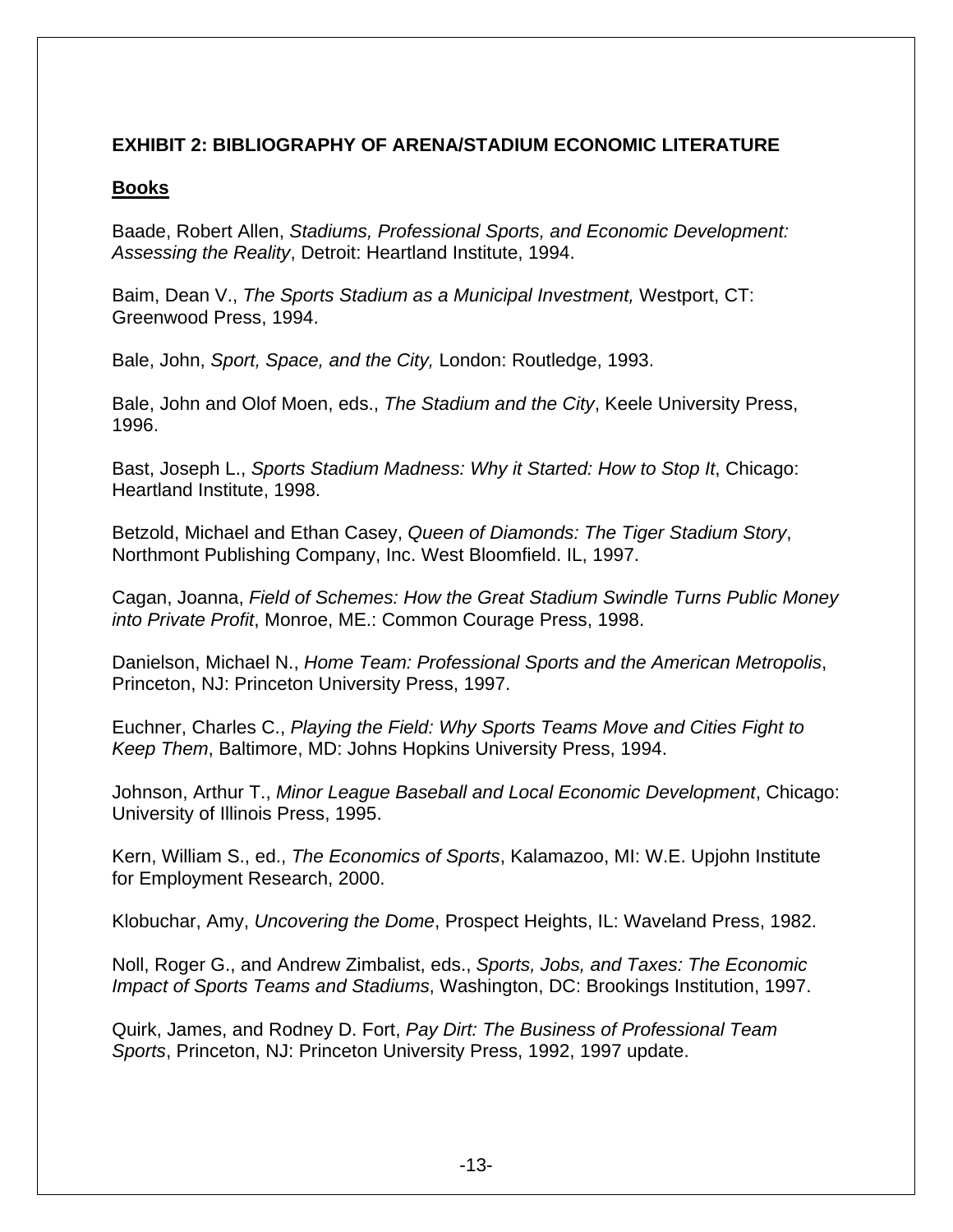**EXHIBIT 2: BIBLIOGRAPHY OF ARENA/STADIUM ECONOMIC LITERATURE**

**Books**

Baade, Robert Allen, *Stadiums, Professional Sports, and Economic Development: Assessing the Reality*, Detroit: Heartland Institute, 1994.

Baim, Dean V., *The Sports Stadium as a Municipal Investment,* Westport, CT: Greenwood Press, 1994.

Bale, John, *Sport, Space, and the City,* London: Routledge, 1993.

Bale, John and Olof Moen, eds., *The Stadium and the City*, Keele University Press, 1996.

Bast, Joseph L., *Sports Stadium Madness: Why it Started: How to Stop It*, Chicago: Heartland Institute, 1998.

Betzold, Michael and Ethan Casey, *Queen of Diamonds: The Tiger Stadium Story*, Northmont Publishing Company, Inc. West Bloomfield. IL, 1997.

Cagan, Joanna, *Field of Schemes: How the Great Stadium Swindle Turns Public Money into Private Profit*, Monroe, ME.: Common Courage Press, 1998.

Danielson, Michael N., *Home Team: Professional Sports and the American Metropolis*, Princeton, NJ: Princeton University Press, 1997.

Euchner, Charles C., *Playing the Field: Why Sports Teams Move and Cities Fight to Keep Them*, Baltimore, MD: Johns Hopkins University Press, 1994.

Johnson, Arthur T., *Minor League Baseball and Local Economic Development*, Chicago: University of Illinois Press, 1995.

Kern, William S., ed., *The Economics of Sports*, Kalamazoo, MI: W.E. Upjohn Institute for Employment Research, 2000.

Klobuchar, Amy, *Uncovering the Dome*, Prospect Heights, IL: Waveland Press, 1982.

Noll, Roger G., and Andrew Zimbalist, eds., *Sports, Jobs, and Taxes: The Economic Impact of Sports Teams and Stadiums*, Washington, DC: Brookings Institution, 1997.

Quirk, James, and Rodney D. Fort, *Pay Dirt: The Business of Professional Team Sports*, Princeton, NJ: Princeton University Press, 1992, 1997 update.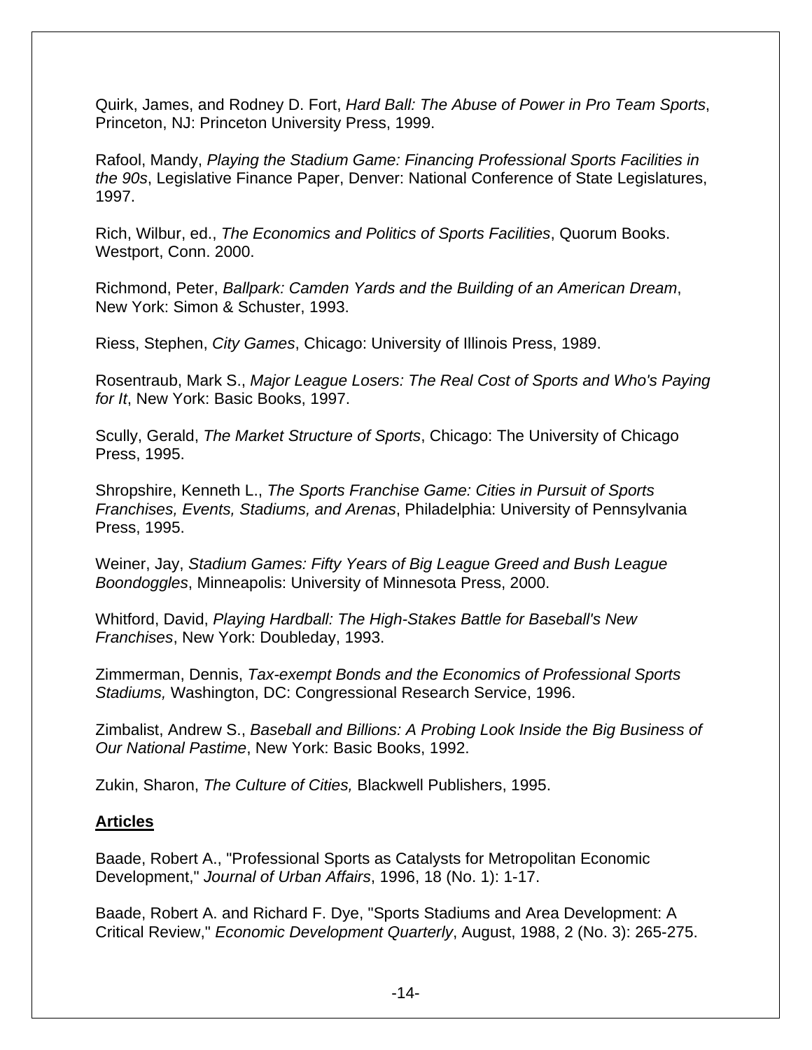Quirk, James, and Rodney D. Fort, *Hard Ball: The Abuse of Power in Pro Team Sports*, Princeton, NJ: Princeton University Press, 1999.

Rafool, Mandy, *Playing the Stadium Game: Financing Professional Sports Facilities in the 90s*, Legislative Finance Paper, Denver: National Conference of State Legislatures, 1997.

Rich, Wilbur, ed., *The Economics and Politics of Sports Facilities*, Quorum Books. Westport, Conn. 2000.

Richmond, Peter, *Ballpark: Camden Yards and the Building of an American Dream*, New York: Simon & Schuster, 1993.

Riess, Stephen, *City Games*, Chicago: University of Illinois Press, 1989.

Rosentraub, Mark S., *Major League Losers: The Real Cost of Sports and Who's Paying for It*, New York: Basic Books, 1997.

Scully, Gerald, *The Market Structure of Sports*, Chicago: The University of Chicago Press, 1995.

Shropshire, Kenneth L., *The Sports Franchise Game: Cities in Pursuit of Sports Franchises, Events, Stadiums, and Arenas*, Philadelphia: University of Pennsylvania Press, 1995.

Weiner, Jay, *Stadium Games: Fifty Years of Big League Greed and Bush League Boondoggles*, Minneapolis: University of Minnesota Press, 2000.

Whitford, David, *Playing Hardball: The High-Stakes Battle for Baseball's New Franchises*, New York: Doubleday, 1993.

Zimmerman, Dennis, *Tax-exempt Bonds and the Economics of Professional Sports Stadiums,* Washington, DC: Congressional Research Service, 1996.

Zimbalist, Andrew S., *Baseball and Billions: A Probing Look Inside the Big Business of Our National Pastime*, New York: Basic Books, 1992.

Zukin, Sharon, *The Culture of Cities,* Blackwell Publishers, 1995.

## Articles

Baade, Robert A., "Professional Sports as Catalysts for Metropolitan Economic Development," *Journal of Urban Affairs*, 1996, 18 (No. 1): 1-17.

Baade, Robert A. and Richard F. Dye, "Sports Stadiums and Area Development: A Critical Review," *Economic Development Quarterly*, August, 1988, 2 (No. 3): 265-275.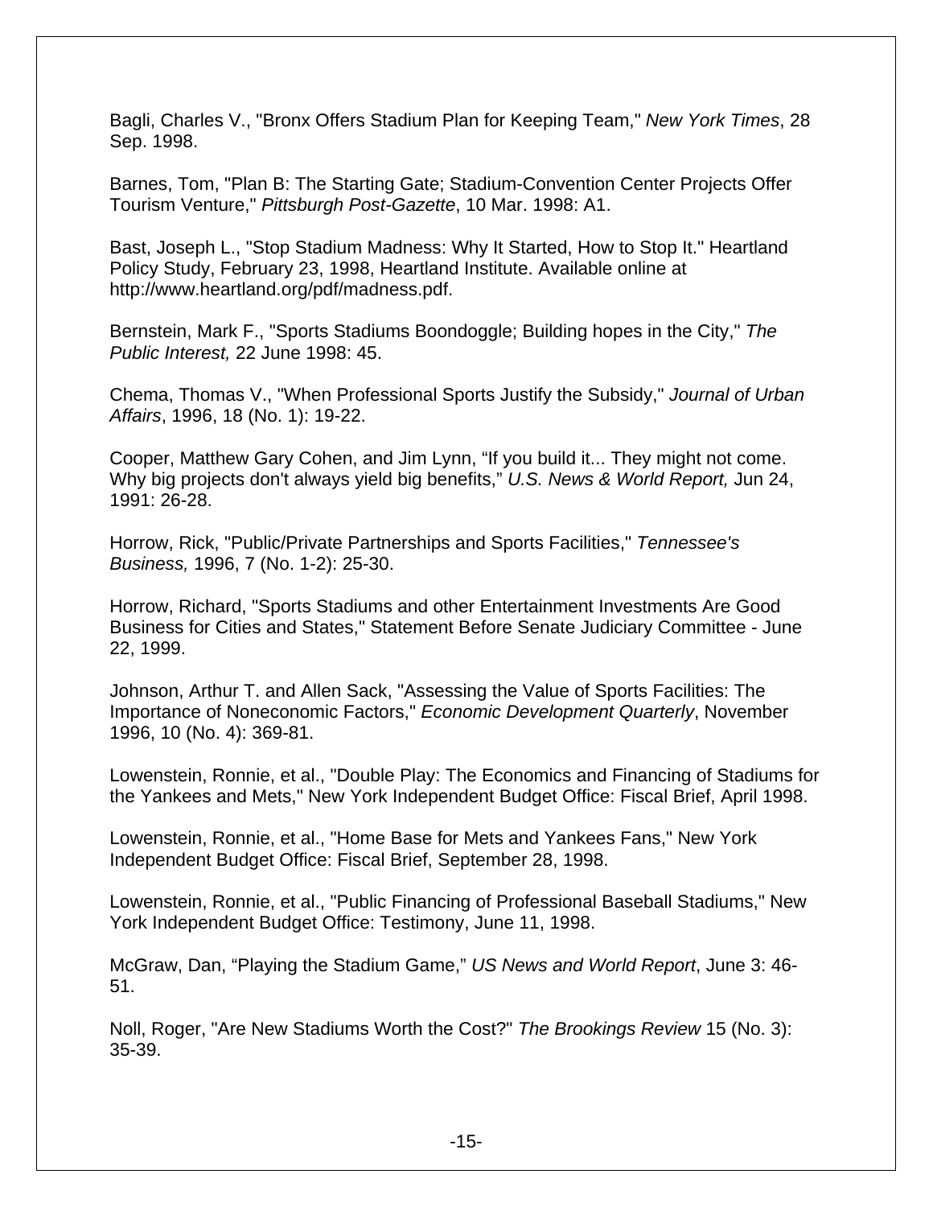Bagli, Charles V., "Bronx Offers Stadium Plan for Keeping Team," *New York Times*, 28 Sep. 1998.

Barnes, Tom, "Plan B: The Starting Gate; Stadium-Convention Center Projects Offer Tourism Venture," *Pittsburgh Post-Gazette*, 10 Mar. 1998: A1.

Bast, Joseph L., "Stop Stadium Madness: Why It Started, How to Stop It." Heartland Policy Study, February 23, 1998, Heartland Institute. Available online at http://www.heartland.org/pdf/madness.pdf.

Bernstein, Mark F., "Sports Stadiums Boondoggle; Building hopes in the City," *The Public Interest,* 22 June 1998: 45.

Chema, Thomas V., "When Professional Sports Justify the Subsidy," *Journal of Urban Affairs*, 1996, 18 (No. 1): 19-22.

Cooper, Matthew Gary Cohen, and Jim Lynn, “If you build it... They might not come. Why big projects don't always yield big benefits,” *U.S. News & World Report,* Jun 24, 1991: 26-28.

Horrow, Rick, "Public/Private Partnerships and Sports Facilities," *Tennessee's Business,* 1996, 7 (No. 1-2): 25-30.

Horrow, Richard, "Sports Stadiums and other Entertainment Investments Are Good Business for Cities and States," Statement Before Senate Judiciary Committee - June 22, 1999.

Johnson, Arthur T. and Allen Sack, "Assessing the Value of Sports Facilities: The Importance of Noneconomic Factors," *Economic Development Quarterly*, November 1996, 10 (No. 4): 369-81.

Lowenstein, Ronnie, et al., "Double Play: The Economics and Financing of Stadiums for the Yankees and Mets," New York Independent Budget Office: Fiscal Brief, April 1998.

Lowenstein, Ronnie, et al., "Home Base for Mets and Yankees Fans," New York Independent Budget Office: Fiscal Brief, September 28, 1998.

Lowenstein, Ronnie, et al., "Public Financing of Professional Baseball Stadiums," New York Independent Budget Office: Testimony, June 11, 1998.

McGraw, Dan, “Playing the Stadium Game,” *US News and World Report*, June 3: 46-51.

Noll, Roger, "Are New Stadiums Worth the Cost?" *The Brookings Review* 15 (No. 3): 35-39.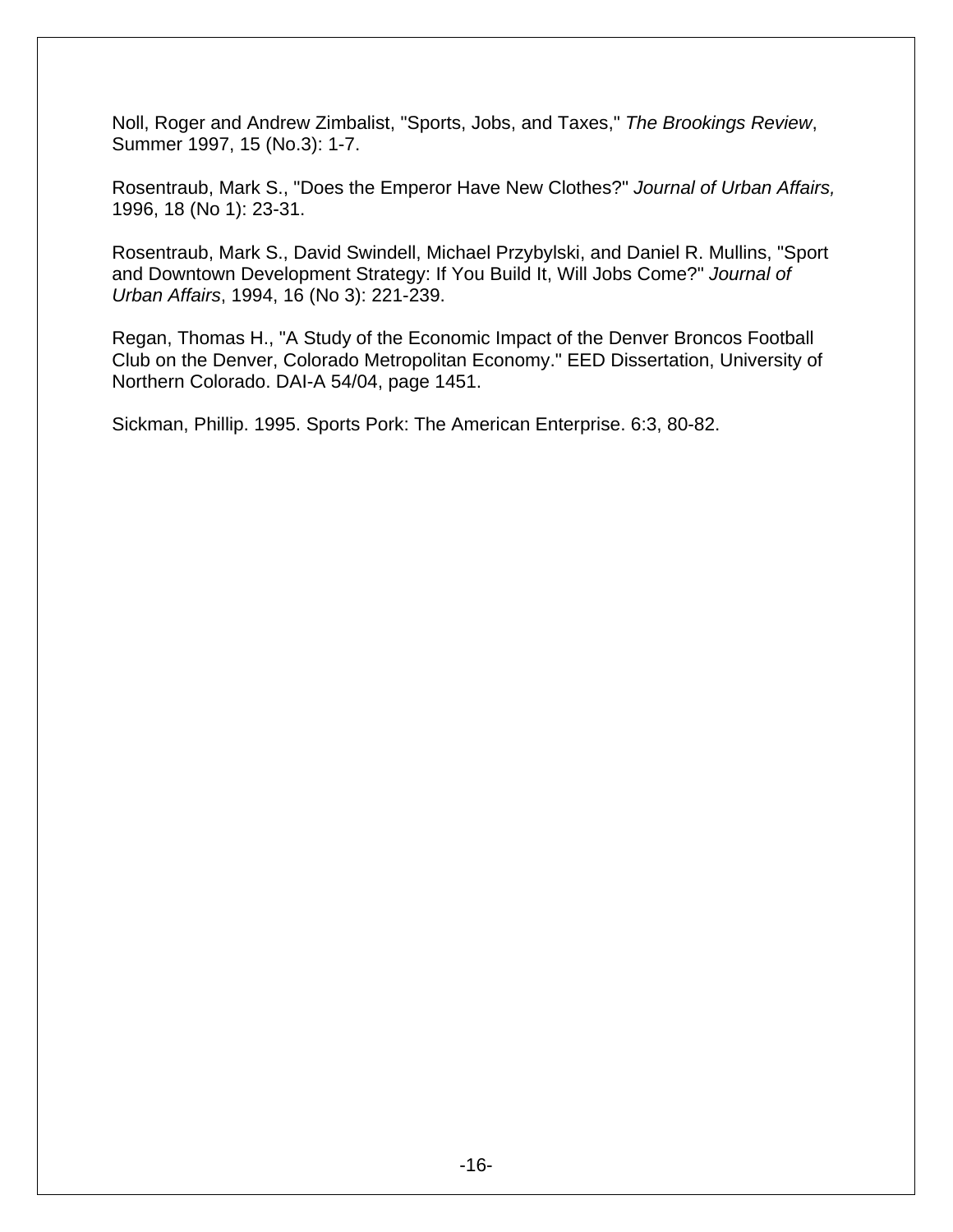Noll, Roger and Andrew Zimbalist, "Sports, Jobs, and Taxes," *The Brookings Review*, Summer 1997, 15 (No.3): 1-7.

Rosentraub, Mark S., "Does the Emperor Have New Clothes?" *Journal of Urban Affairs,* 1996, 18 (No 1): 23-31.

Rosentraub, Mark S., David Swindell, Michael Przybylski, and Daniel R. Mullins, "Sport and Downtown Development Strategy: If You Build It, Will Jobs Come?" *Journal of Urban Affairs*, 1994, 16 (No 3): 221-239.

Regan, Thomas H., "A Study of the Economic Impact of the Denver Broncos Football Club on the Denver, Colorado Metropolitan Economy." EED Dissertation, University of Northern Colorado. DAI-A 54/04, page 1451.

Sickman, Phillip. 1995. Sports Pork: The American Enterprise. 6:3, 80-82.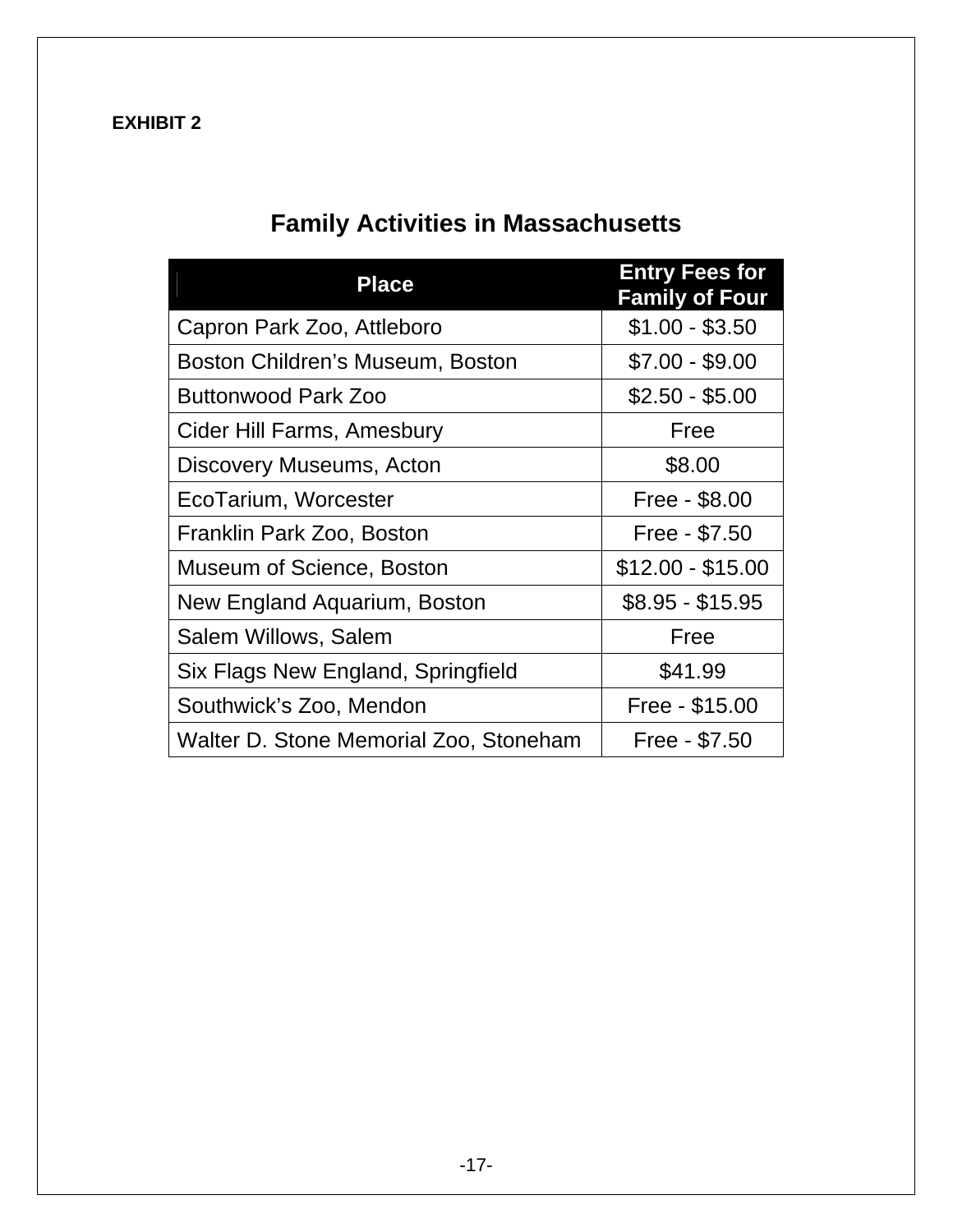**EXHIBIT 2**

## Family Activities in Massachusetts

| Place | Entry Fees for Family of Four |
|---|---|
| Capron Park Zoo, Attleboro | $1.00 - $3.50 |
| Boston Children's Museum, Boston | $7.00 - $9.00 |
| Buttonwood Park Zoo | $2.50 - $5.00 |
| Cider Hill Farms, Amesbury | Free |
| Discovery Museums, Acton | $8.00 |
| EcoTarium, Worcester | Free - $8.00 |
| Franklin Park Zoo, Boston | Free - $7.50 |
| Museum of Science, Boston | $12.00 - $15.00 |
| New England Aquarium, Boston | $8.95 - $15.95 |
| Salem Willows, Salem | Free |
| Six Flags New England, Springfield | $41.99 |
| Southwick's Zoo, Mendon | Free - $15.00 |
| Walter D. Stone Memorial Zoo, Stoneham | Free - $7.50 |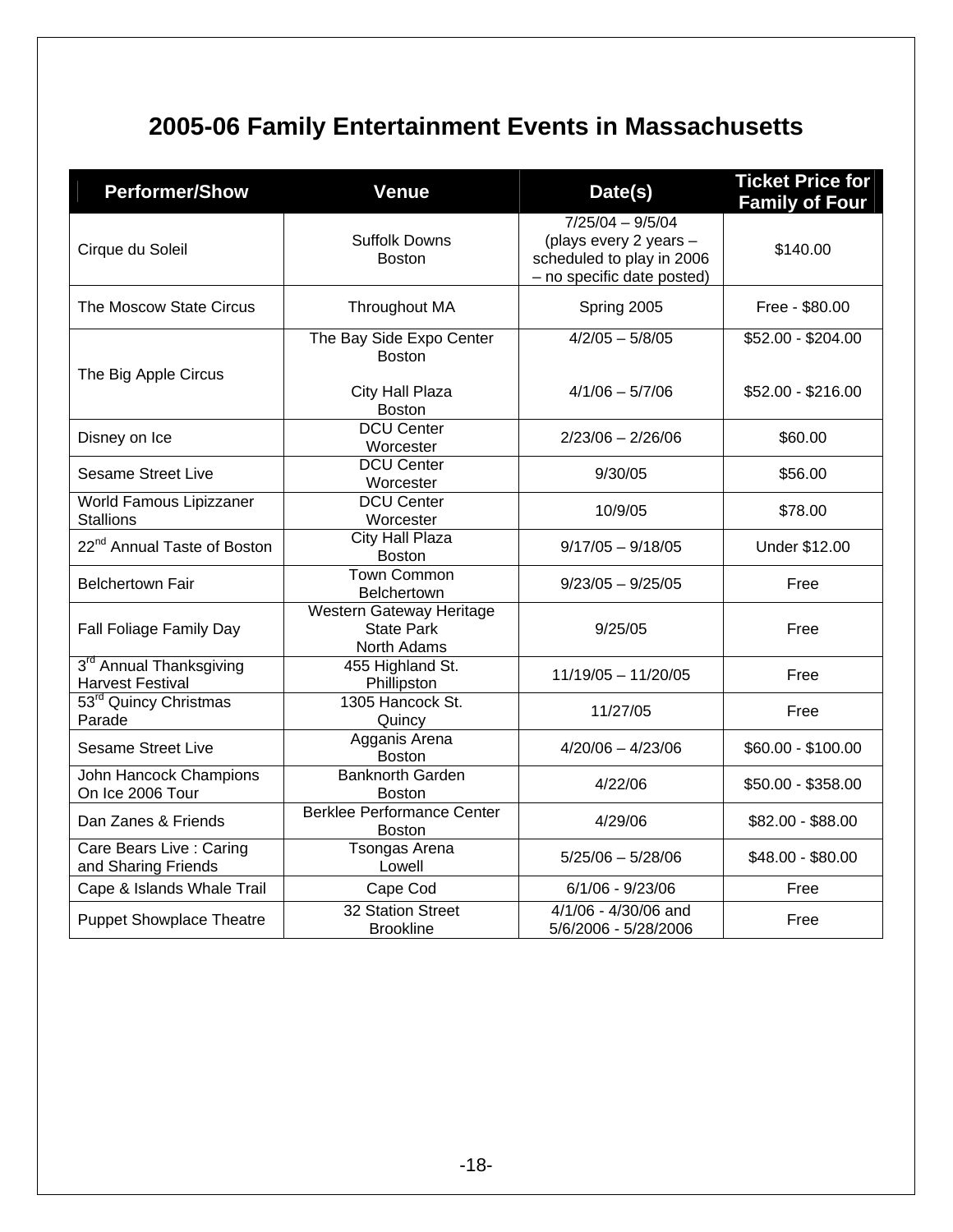# 2005-06 Family Entertainment Events in Massachusetts

| Performer/Show | Venue | Date(s) | Ticket Price for Family of Four |
|---|---|---|---|
| Cirque du Soleil | Suffolk Downs<br>Boston | 7/25/04 – 9/5/04<br>(plays every 2 years – scheduled to play in 2006 – no specific date posted) | $140.00 |
| The Moscow State Circus | Throughout MA | Spring 2005 | Free - $80.00 |
| The Big Apple Circus | The Bay Side Expo Center<br>Boston<br><br>City Hall Plaza<br>Boston | 4/2/05 – 5/8/05<br><br>4/1/06 – 5/7/06 | $52.00 - $204.00<br><br>$52.00 - $216.00 |
| Disney on Ice | DCU Center<br>Worcester | 2/23/06 – 2/26/06 | $60.00 |
| Sesame Street Live | DCU Center<br>Worcester | 9/30/05 | $56.00 |
| World Famous Lipizzaner Stallions | DCU Center<br>Worcester | 10/9/05 | $78.00 |
| 22nd Annual Taste of Boston | City Hall Plaza<br>Boston | 9/17/05 – 9/18/05 | Under $12.00 |
| Belchertown Fair | Town Common<br>Belchertown | 9/23/05 – 9/25/05 | Free |
| Fall Foliage Family Day | Western Gateway Heritage State Park<br>North Adams | 9/25/05 | Free |
| 3rd Annual Thanksgiving Harvest Festival | 455 Highland St.<br>Phillipston | 11/19/05 – 11/20/05 | Free |
| 53rd Quincy Christmas Parade | 1305 Hancock St.<br>Quincy | 11/27/05 | Free |
| Sesame Street Live | Agganis Arena<br>Boston | 4/20/06 – 4/23/06 | $60.00 - $100.00 |
| John Hancock Champions On Ice 2006 Tour | Banknorth Garden<br>Boston | 4/22/06 | $50.00 - $358.00 |
| Dan Zanes & Friends | Berklee Performance Center<br>Boston | 4/29/06 | $82.00 - $88.00 |
| Care Bears Live : Caring and Sharing Friends | Tsongas Arena<br>Lowell | 5/25/06 – 5/28/06 | $48.00 - $80.00 |
| Cape & Islands Whale Trail | Cape Cod | 6/1/06 - 9/23/06 | Free |
| Puppet Showplace Theatre | 32 Station Street<br>Brookline | 4/1/06 - 4/30/06 and 5/6/2006 - 5/28/2006 | Free |